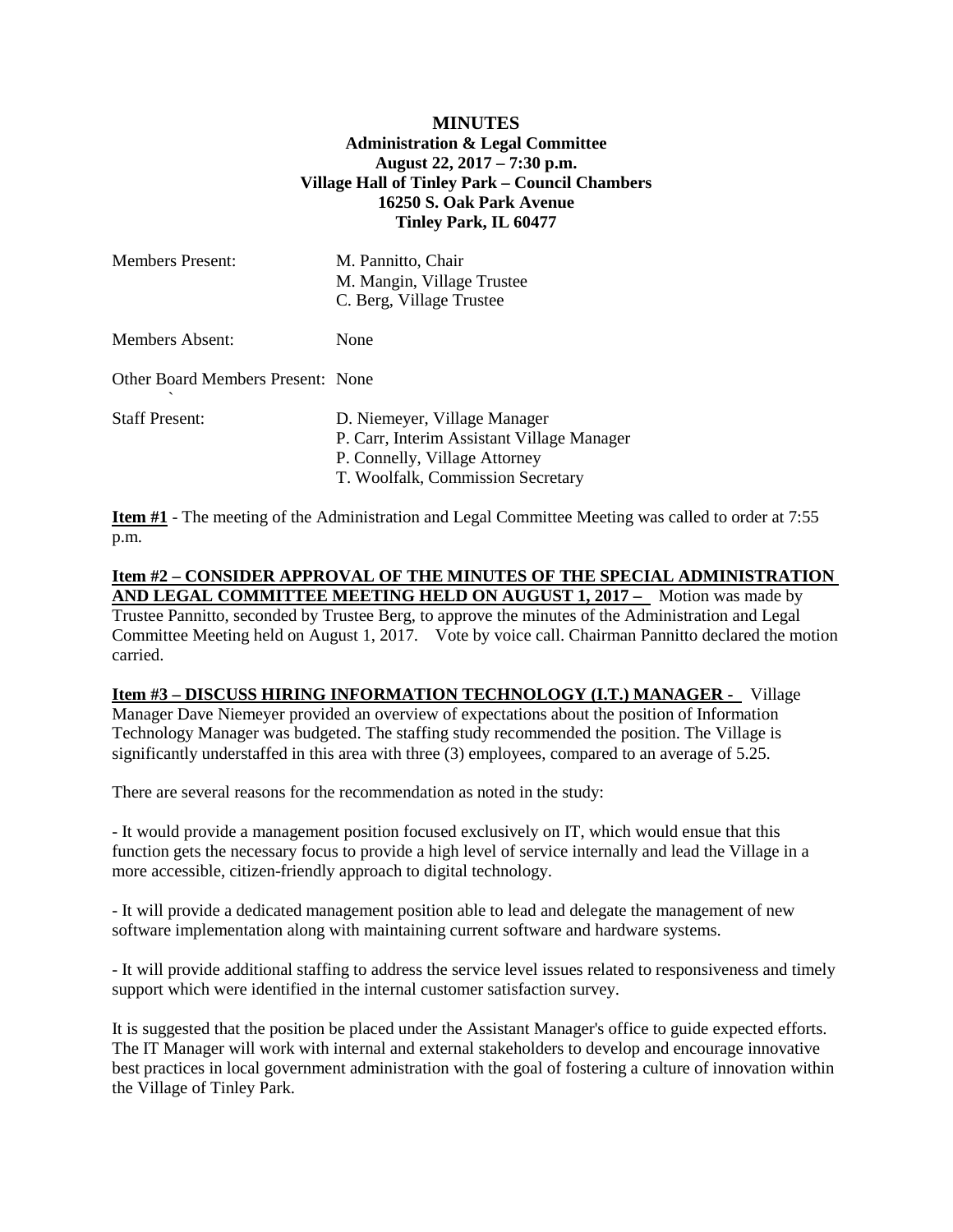**MINUTES**
**Administration & Legal Committee**
**August 22, 2017 – 7:30 p.m.**
**Village Hall of Tinley Park – Council Chambers**
**16250 S. Oak Park Avenue**
**Tinley Park, IL 60477**

| | |
|---|---|
| Members Present: | M. Pannitto, Chair<br>M. Mangin, Village Trustee<br>C. Berg, Village Trustee |
| Members Absent: | None |
| Other Board Members Present: | None |
| Staff Present: | D. Niemeyer, Village Manager<br>P. Carr, Interim Assistant Village Manager<br>P. Connelly, Village Attorney<br>T. Woolfalk, Commission Secretary |

**Item #1** - The meeting of the Administration and Legal Committee Meeting was called to order at 7:55 p.m.

**Item #2 – CONSIDER APPROVAL OF THE MINUTES OF THE SPECIAL ADMINISTRATION AND LEGAL COMMITTEE MEETING HELD ON AUGUST 1, 2017 –** Motion was made by Trustee Pannitto, seconded by Trustee Berg, to approve the minutes of the Administration and Legal Committee Meeting held on August 1, 2017. Vote by voice call. Chairman Pannitto declared the motion carried.

**Item #3 – DISCUSS HIRING INFORMATION TECHNOLOGY (I.T.) MANAGER -** Village Manager Dave Niemeyer provided an overview of expectations about the position of Information Technology Manager was budgeted. The staffing study recommended the position. The Village is significantly understaffed in this area with three (3) employees, compared to an average of 5.25.

There are several reasons for the recommendation as noted in the study:

- It would provide a management position focused exclusively on IT, which would ensue that this function gets the necessary focus to provide a high level of service internally and lead the Village in a more accessible, citizen-friendly approach to digital technology.

- It will provide a dedicated management position able to lead and delegate the management of new software implementation along with maintaining current software and hardware systems.

- It will provide additional staffing to address the service level issues related to responsiveness and timely support which were identified in the internal customer satisfaction survey.

It is suggested that the position be placed under the Assistant Manager's office to guide expected efforts. The IT Manager will work with internal and external stakeholders to develop and encourage innovative best practices in local government administration with the goal of fostering a culture of innovation within the Village of Tinley Park.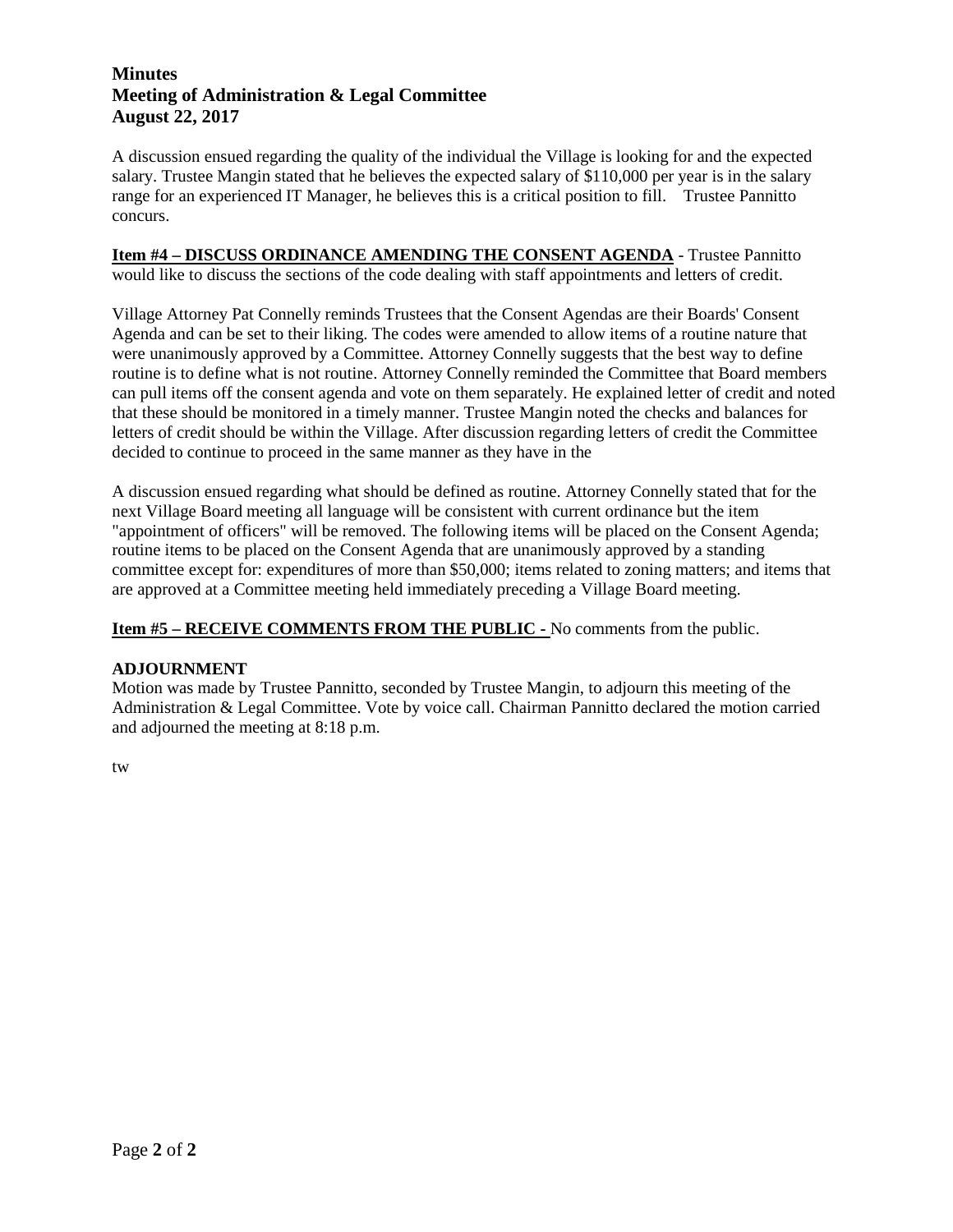**Minutes**
**Meeting of Administration & Legal Committee**
**August 22, 2017**

A discussion ensued regarding the quality of the individual the Village is looking for and the expected salary. Trustee Mangin stated that he believes the expected salary of $110,000 per year is in the salary range for an experienced IT Manager, he believes this is a critical position to fill. Trustee Pannitto concurs.

**Item #4 – DISCUSS ORDINANCE AMENDING THE CONSENT AGENDA** - Trustee Pannitto would like to discuss the sections of the code dealing with staff appointments and letters of credit.

Village Attorney Pat Connelly reminds Trustees that the Consent Agendas are their Boards' Consent Agenda and can be set to their liking. The codes were amended to allow items of a routine nature that were unanimously approved by a Committee. Attorney Connelly suggests that the best way to define routine is to define what is not routine. Attorney Connelly reminded the Committee that Board members can pull items off the consent agenda and vote on them separately. He explained letter of credit and noted that these should be monitored in a timely manner. Trustee Mangin noted the checks and balances for letters of credit should be within the Village. After discussion regarding letters of credit the Committee decided to continue to proceed in the same manner as they have in the

A discussion ensued regarding what should be defined as routine. Attorney Connelly stated that for the next Village Board meeting all language will be consistent with current ordinance but the item "appointment of officers" will be removed. The following items will be placed on the Consent Agenda; routine items to be placed on the Consent Agenda that are unanimously approved by a standing committee except for: expenditures of more than $50,000; items related to zoning matters; and items that are approved at a Committee meeting held immediately preceding a Village Board meeting.

**Item #5 – RECEIVE COMMENTS FROM THE PUBLIC -** No comments from the public.

**ADJOURNMENT**
Motion was made by Trustee Pannitto, seconded by Trustee Mangin, to adjourn this meeting of the Administration & Legal Committee. Vote by voice call. Chairman Pannitto declared the motion carried and adjourned the meeting at 8:18 p.m.

tw